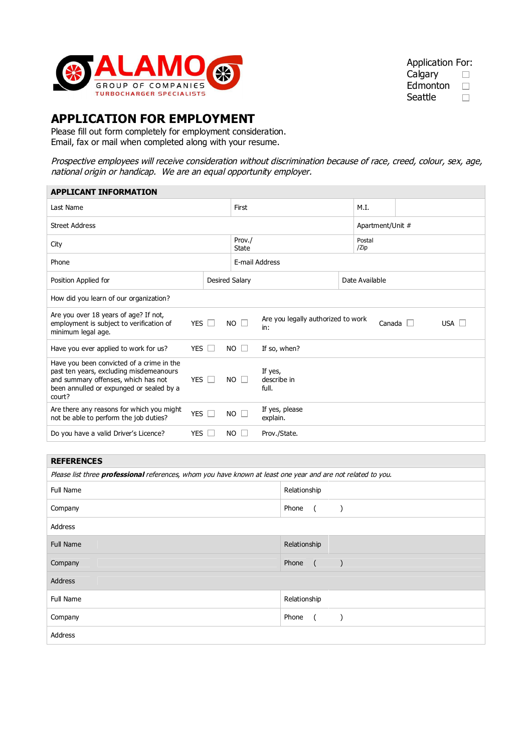ALAMO GROUP OF COMPANIES
TURBOCHARGER SPECIALISTS

Application For:
Calgary ☐
Edmonton ☐
Seattle ☐

# APPLICATION FOR EMPLOYMENT

Please fill out form completely for employment consideration.
Email, fax or mail when completed along with your resume.

*Prospective employees will receive consideration without discrimination because of race, creed, colour, sex, age, national origin or handicap. We are an equal opportunity employer.*

| APPLICANT INFORMATION | | | | | | | |
|---|---|---|---|---|---|---|---|
| Last Name | | First | | M.I. | | | |
| Street Address | | | | Apartment/Unit # | | | |
| City | | Prov./ State | | Postal /Zip | | | |
| Phone | | E-mail Address | | | | | |
| Position Applied for | | Desired Salary | | Date Available | | | |
| How did you learn of our organization? | | | | | | | |
| Are you over 18 years of age? If not, employment is subject to verification of minimum legal age. | YES ☐ | NO ☐ | Are you legally authorized to work in: | Canada ☐ | USA ☐ | | |
| Have you ever applied to work for us? | YES ☐ | NO ☐ | If so, when? | | | | |
| Have you been convicted of a crime in the past ten years, excluding misdemeanours and summary offenses, which has not been annulled or expunged or sealed by a court? | YES ☐ | NO ☐ | If yes, describe in full. | | | | |
| Are there any reasons for which you might not be able to perform the job duties? | YES ☐ | NO ☐ | If yes, please explain. | | | | |
| Do you have a valid Driver's Licence? | YES ☐ | NO ☐ | Prov./State. | | | | |

| REFERENCES | |
|---|---|
| *Please list three **professional** references, whom you have known at least one year and are not related to you.* | |
| Full Name | Relationship |
| Company | Phone ( ) |
| Address | |
| Full Name | Relationship |
| Company | Phone ( ) |
| Address | |
| Full Name | Relationship |
| Company | Phone ( ) |
| Address | |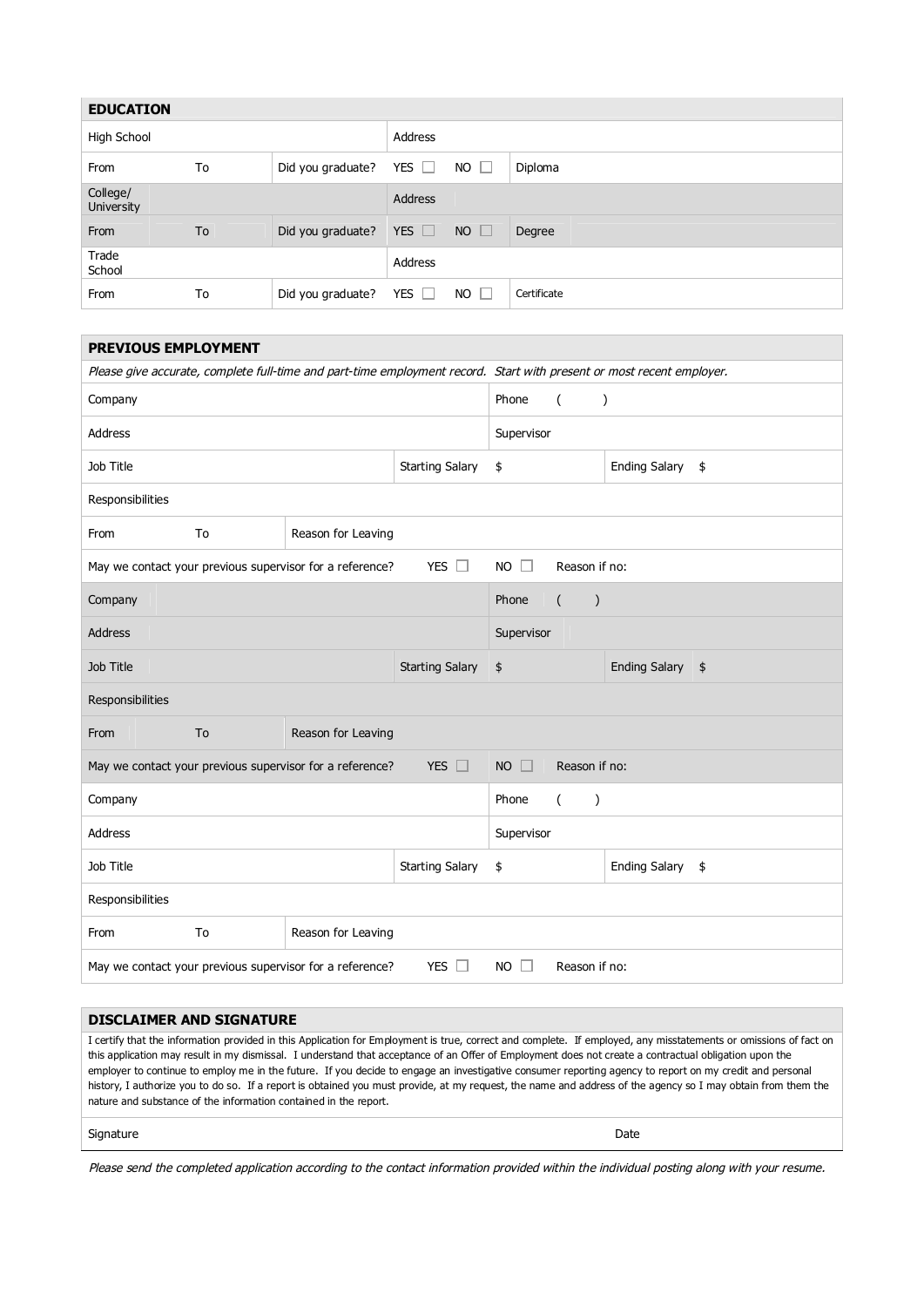## EDUCATION

| | | | | | |
|---|---|---|---|---|---|
| High School | | | Address | | |
| From | To | Did you graduate? | YES ☐ | NO ☐ | Diploma |
| College/ University | | | Address | | |
| From | To | Did you graduate? | YES ☐ | NO ☐ | Degree |
| Trade School | | | Address | | |
| From | To | Did you graduate? | YES ☐ | NO ☐ | Certificate |

## PREVIOUS EMPLOYMENT

*Please give accurate, complete full-time and part-time employment record. Start with present or most recent employer.*

| | | | | | |
|---|---|---|---|---|---|
| Company | | | Phone ( ) | | |
| Address | | | Supervisor | | |
| Job Title | | Starting Salary | $ | Ending Salary $ | |
| Responsibilities | | | | | |
| From | To | Reason for Leaving | | | |
| May we contact your previous supervisor for a reference? | | YES ☐ | NO ☐ | Reason if no: | |
| Company | | | Phone ( ) | | |
| Address | | | Supervisor | | |
| Job Title | | Starting Salary | $ | Ending Salary $ | |
| Responsibilities | | | | | |
| From | To | Reason for Leaving | | | |
| May we contact your previous supervisor for a reference? | | YES ☐ | NO ☐ | Reason if no: | |
| Company | | | Phone ( ) | | |
| Address | | | Supervisor | | |
| Job Title | | Starting Salary | $ | Ending Salary $ | |
| Responsibilities | | | | | |
| From | To | Reason for Leaving | | | |
| May we contact your previous supervisor for a reference? | | YES ☐ | NO ☐ | Reason if no: | |

## DISCLAIMER AND SIGNATURE

I certify that the information provided in this Application for Employment is true, correct and complete. If employed, any misstatements or omissions of fact on this application may result in my dismissal. I understand that acceptance of an Offer of Employment does not create a contractual obligation upon the employer to continue to employ me in the future. If you decide to engage an investigative consumer reporting agency to report on my credit and personal history, I authorize you to do so. If a report is obtained you must provide, at my request, the name and address of the agency so I may obtain from them the nature and substance of the information contained in the report.

| | |
|---|---|
| Signature | Date |

*Please send the completed application according to the contact information provided within the individual posting along with your resume.*